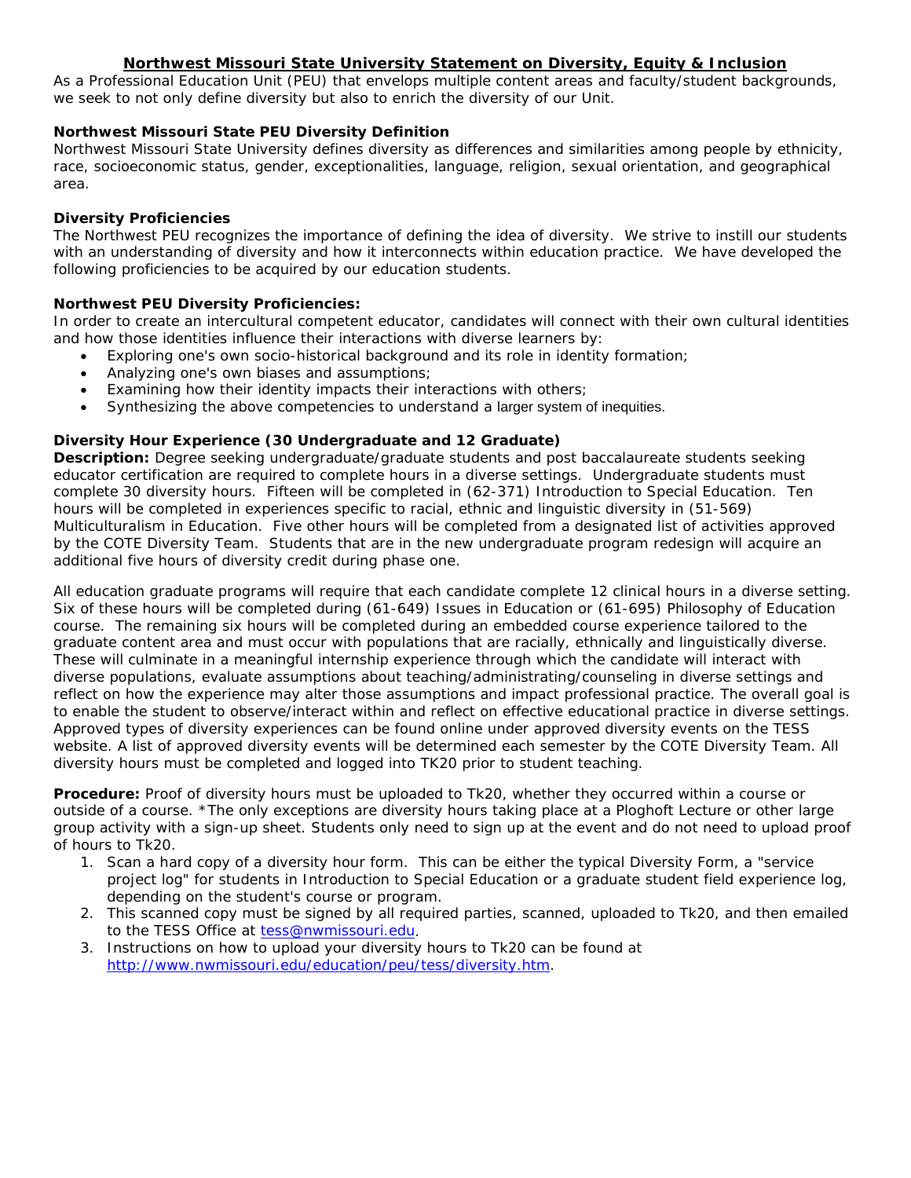# Northwest Missouri State University Statement on Diversity, Equity & Inclusion

As a Professional Education Unit (PEU) that envelops multiple content areas and faculty/student backgrounds, we seek to not only define diversity but also to enrich the diversity of our Unit.

### Northwest Missouri State PEU Diversity Definition

Northwest Missouri State University defines diversity as differences and similarities among people by ethnicity, race, socioeconomic status, gender, exceptionalities, language, religion, sexual orientation, and geographical area.

### Diversity Proficiencies

The Northwest PEU recognizes the importance of defining the idea of diversity. We strive to instill our students with an understanding of diversity and how it interconnects within education practice. We have developed the following proficiencies to be acquired by our education students.

### Northwest PEU Diversity Proficiencies:

In order to create an intercultural competent educator, candidates will connect with their own cultural identities and how those identities influence their interactions with diverse learners by:

- Exploring one's own socio-historical background and its role in identity formation;
- Analyzing one's own biases and assumptions;
- Examining how their identity impacts their interactions with others;
- Synthesizing the above competencies to understand a larger system of inequities.

### Diversity Hour Experience (30 Undergraduate and 12 Graduate)

**Description:** Degree seeking undergraduate/graduate students and post baccalaureate students seeking educator certification are required to complete hours in a diverse settings. Undergraduate students must complete 30 diversity hours. Fifteen will be completed in (62-371) Introduction to Special Education. Ten hours will be completed in experiences specific to racial, ethnic and linguistic diversity in (51-569) Multiculturalism in Education. Five other hours will be completed from a designated list of activities approved by the COTE Diversity Team. Students that are in the new undergraduate program redesign will acquire an additional five hours of diversity credit during phase one.

All education graduate programs will require that each candidate complete 12 clinical hours in a diverse setting. Six of these hours will be completed during (61-649) Issues in Education or (61-695) Philosophy of Education course. The remaining six hours will be completed during an embedded course experience tailored to the graduate content area and must occur with populations that are racially, ethnically and linguistically diverse. These will culminate in a meaningful internship experience through which the candidate will interact with diverse populations, evaluate assumptions about teaching/administrating/counseling in diverse settings and reflect on how the experience may alter those assumptions and impact professional practice. The overall goal is to enable the student to observe/interact within and reflect on effective educational practice in diverse settings. Approved types of diversity experiences can be found online under approved diversity events on the TESS website. A list of approved diversity events will be determined each semester by the COTE Diversity Team. All diversity hours must be completed and logged into TK20 prior to student teaching.

**Procedure:** Proof of diversity hours must be uploaded to Tk20, whether they occurred within a course or outside of a course. *The only exceptions are diversity hours taking place at a Ploghoft Lecture or other large group activity with a sign-up sheet. Students only need to sign up at the event and do not need to upload proof of hours to Tk20.

1. Scan a hard copy of a diversity hour form. This can be either the typical Diversity Form, a "service project log" for students in Introduction to Special Education or a graduate student field experience log, depending on the student's course or program.
2. This scanned copy must be signed by all required parties, scanned, uploaded to Tk20, and then emailed to the TESS Office at tess@nwmissouri.edu.
3. Instructions on how to upload your diversity hours to Tk20 can be found at http://www.nwmissouri.edu/education/peu/tess/diversity.htm.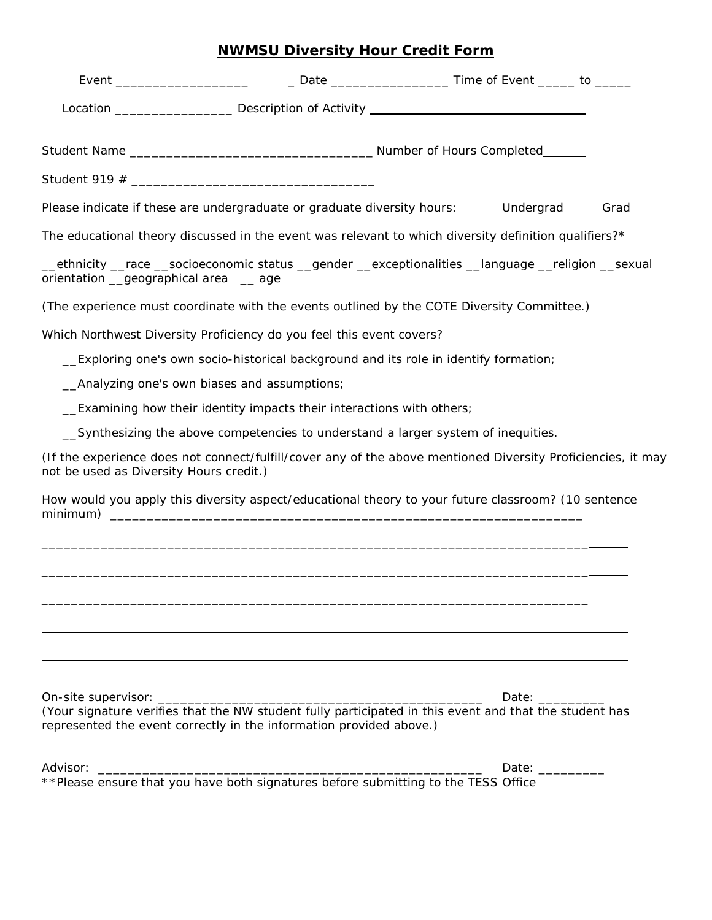# NWMSU Diversity Hour Credit Form

Event ___________________________ Date ________________ Time of Event _____ to _____

Location ________________ Description of Activity ________________________________

Student Name _________________________________ Number of Hours Completed______

Student 919 # _________________________________

Please indicate if these are undergraduate or graduate diversity hours: ______Undergrad _____Grad

The educational theory discussed in the event was relevant to which diversity definition qualifiers?*

__ethnicity __race __socioeconomic status __gender __exceptionalities __language __religion __sexual orientation __geographical area __ age

(The experience must coordinate with the events outlined by the COTE Diversity Committee.)

Which Northwest Diversity Proficiency do you feel this event covers?

__Exploring one's own socio-historical background and its role in identify formation;

__Analyzing one's own biases and assumptions;

__Examining how their identity impacts their interactions with others;

__Synthesizing the above competencies to understand a larger system of inequities.

(If the experience does not connect/fulfill/cover any of the above mentioned Diversity Proficiencies, it may not be used as Diversity Hours credit.)

How would you apply this diversity aspect/educational theory to your future classroom? (10 sentence minimum) ____________________________________________________________________

______________________________________________________________________________

______________________________________________________________________________

______________________________________________________________________________

______________________________________________________________________________

______________________________________________________________________________

On-site supervisor: _______________________________________________ Date: _________

(Your signature verifies that the NW student fully participated in this event and that the student has represented the event correctly in the information provided above.)

Advisor: ________________________________________________________ Date: _________

**Please ensure that you have both signatures before submitting to the TESS Office